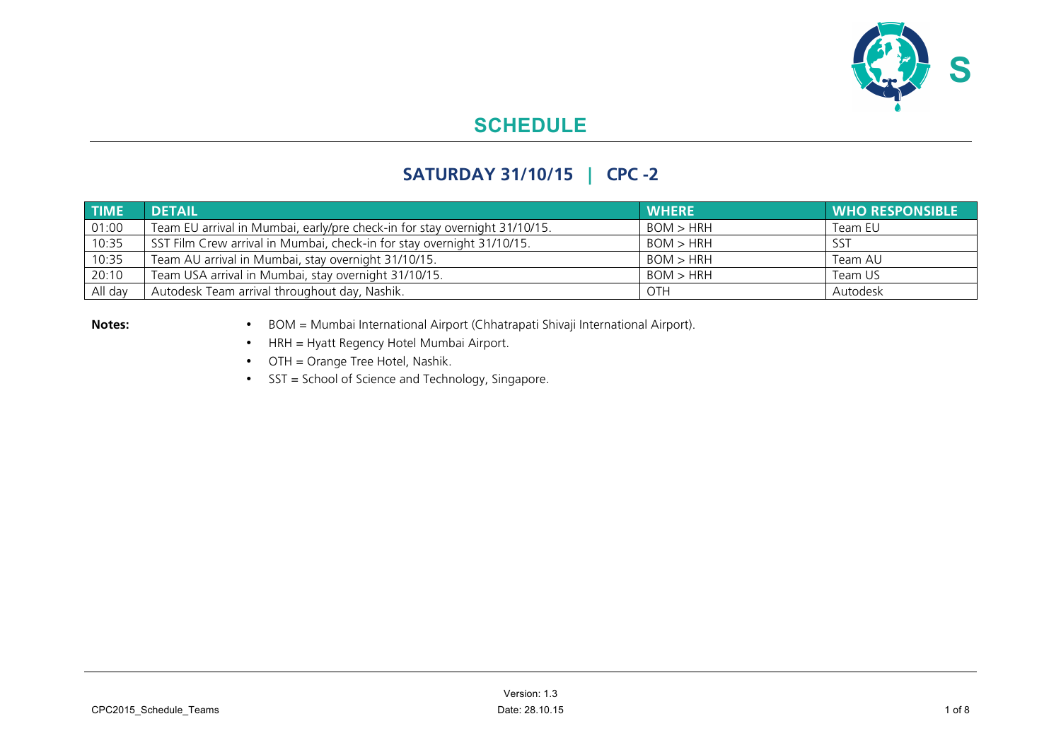# SCHEDULE

## SATURDAY 31/10/15 | CPC -2

| TIME | DETAIL | WHERE | WHO RESPONSIBLE |
|---|---|---|---|
| 01:00 | Team EU arrival in Mumbai, early/pre check-in for stay overnight 31/10/15. | BOM > HRH | Team EU |
| 10:35 | SST Film Crew arrival in Mumbai, check-in for stay overnight 31/10/15. | BOM > HRH | SST |
| 10:35 | Team AU arrival in Mumbai, stay overnight 31/10/15. | BOM > HRH | Team AU |
| 20:10 | Team USA arrival in Mumbai, stay overnight 31/10/15. | BOM > HRH | Team US |
| All day | Autodesk Team arrival throughout day, Nashik. | OTH | Autodesk |

**Notes:**

- BOM = Mumbai International Airport (Chhatrapati Shivaji International Airport).
- HRH = Hyatt Regency Hotel Mumbai Airport.
- OTH = Orange Tree Hotel, Nashik.
- SST = School of Science and Technology, Singapore.

Version: 1.3

Date: 28.10.15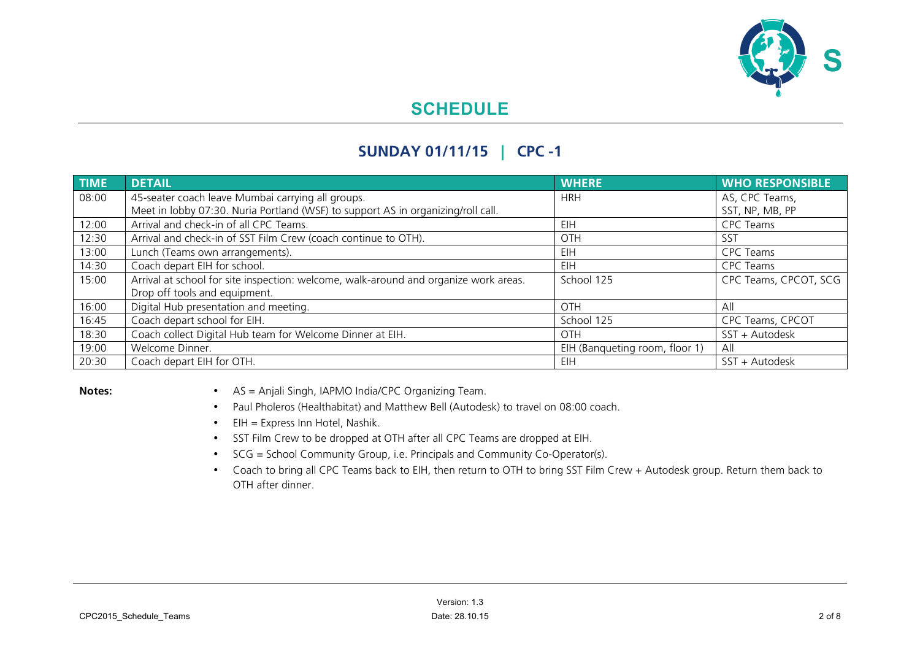# SCHEDULE

## SUNDAY 01/11/15 | CPC -1

| TIME | DETAIL | WHERE | WHO RESPONSIBLE |
|---|---|---|---|
| 08:00 | 45-seater coach leave Mumbai carrying all groups. Meet in lobby 07:30. Nuria Portland (WSF) to support AS in organizing/roll call. | HRH | AS, CPC Teams, SST, NP, MB, PP |
| 12:00 | Arrival and check-in of all CPC Teams. | EIH | CPC Teams |
| 12:30 | Arrival and check-in of SST Film Crew (coach continue to OTH). | OTH | SST |
| 13:00 | Lunch (Teams own arrangements). | EIH | CPC Teams |
| 14:30 | Coach depart EIH for school. | EIH | CPC Teams |
| 15:00 | Arrival at school for site inspection: welcome, walk-around and organize work areas. Drop off tools and equipment. | School 125 | CPC Teams, CPCOT, SCG |
| 16:00 | Digital Hub presentation and meeting. | OTH | All |
| 16:45 | Coach depart school for EIH. | School 125 | CPC Teams, CPCOT |
| 18:30 | Coach collect Digital Hub team for Welcome Dinner at EIH. | OTH | SST + Autodesk |
| 19:00 | Welcome Dinner. | EIH (Banqueting room, floor 1) | All |
| 20:30 | Coach depart EIH for OTH. | EIH | SST + Autodesk |

**Notes:**

- AS = Anjali Singh, IAPMO India/CPC Organizing Team.
- Paul Pholeros (Healthabitat) and Matthew Bell (Autodesk) to travel on 08:00 coach.
- EIH = Express Inn Hotel, Nashik.
- SST Film Crew to be dropped at OTH after all CPC Teams are dropped at EIH.
- SCG = School Community Group, i.e. Principals and Community Co-Operator(s).
- Coach to bring all CPC Teams back to EIH, then return to OTH to bring SST Film Crew + Autodesk group. Return them back to OTH after dinner.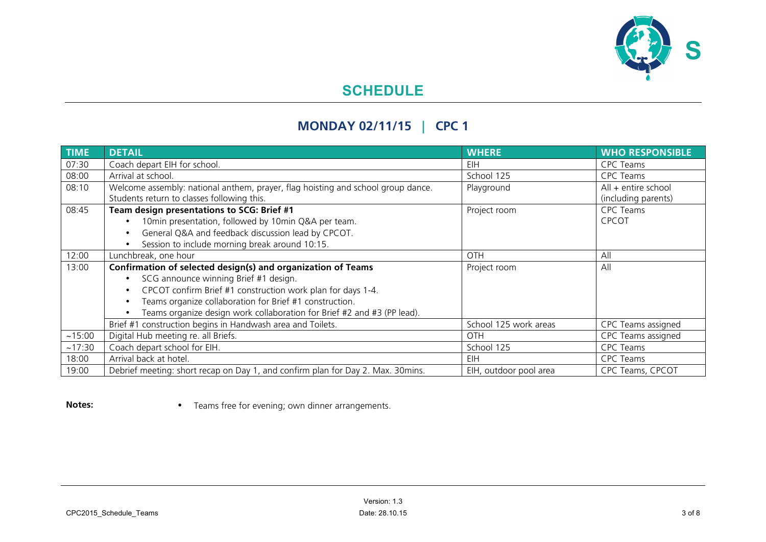# SCHEDULE

## MONDAY 02/11/15 | CPC 1

| TIME | DETAIL | WHERE | WHO RESPONSIBLE |
|---|---|---|---|
| 07:30 | Coach depart EIH for school. | EIH | CPC Teams |
| 08:00 | Arrival at school. | School 125 | CPC Teams |
| 08:10 | Welcome assembly: national anthem, prayer, flag hoisting and school group dance. Students return to classes following this. | Playground | All + entire school (including parents) |
| 08:45 | **Team design presentations to SCG: Brief #1**<br>• 10min presentation, followed by 10min Q&A per team.<br>• General Q&A and feedback discussion lead by CPCOT.<br>• Session to include morning break around 10:15. | Project room | CPC Teams<br>CPCOT |
| 12:00 | Lunchbreak, one hour | OTH | All |
| 13:00 | **Confirmation of selected design(s) and organization of Teams**<br>• SCG announce winning Brief #1 design.<br>• CPCOT confirm Brief #1 construction work plan for days 1-4.<br>• Teams organize collaboration for Brief #1 construction.<br>• Teams organize design work collaboration for Brief #2 and #3 (PP lead). | Project room | All |
| | Brief #1 construction begins in Handwash area and Toilets. | School 125 work areas | CPC Teams assigned |
| ~15:00 | Digital Hub meeting re. all Briefs. | OTH | CPC Teams assigned |
| ~17:30 | Coach depart school for EIH. | School 125 | CPC Teams |
| 18:00 | Arrival back at hotel. | EIH | CPC Teams |
| 19:00 | Debrief meeting: short recap on Day 1, and confirm plan for Day 2. Max. 30mins. | EIH, outdoor pool area | CPC Teams, CPCOT |

**Notes:**

- Teams free for evening; own dinner arrangements.

Version: 1.3
CPC2015_Schedule_Teams
Date: 28.10.15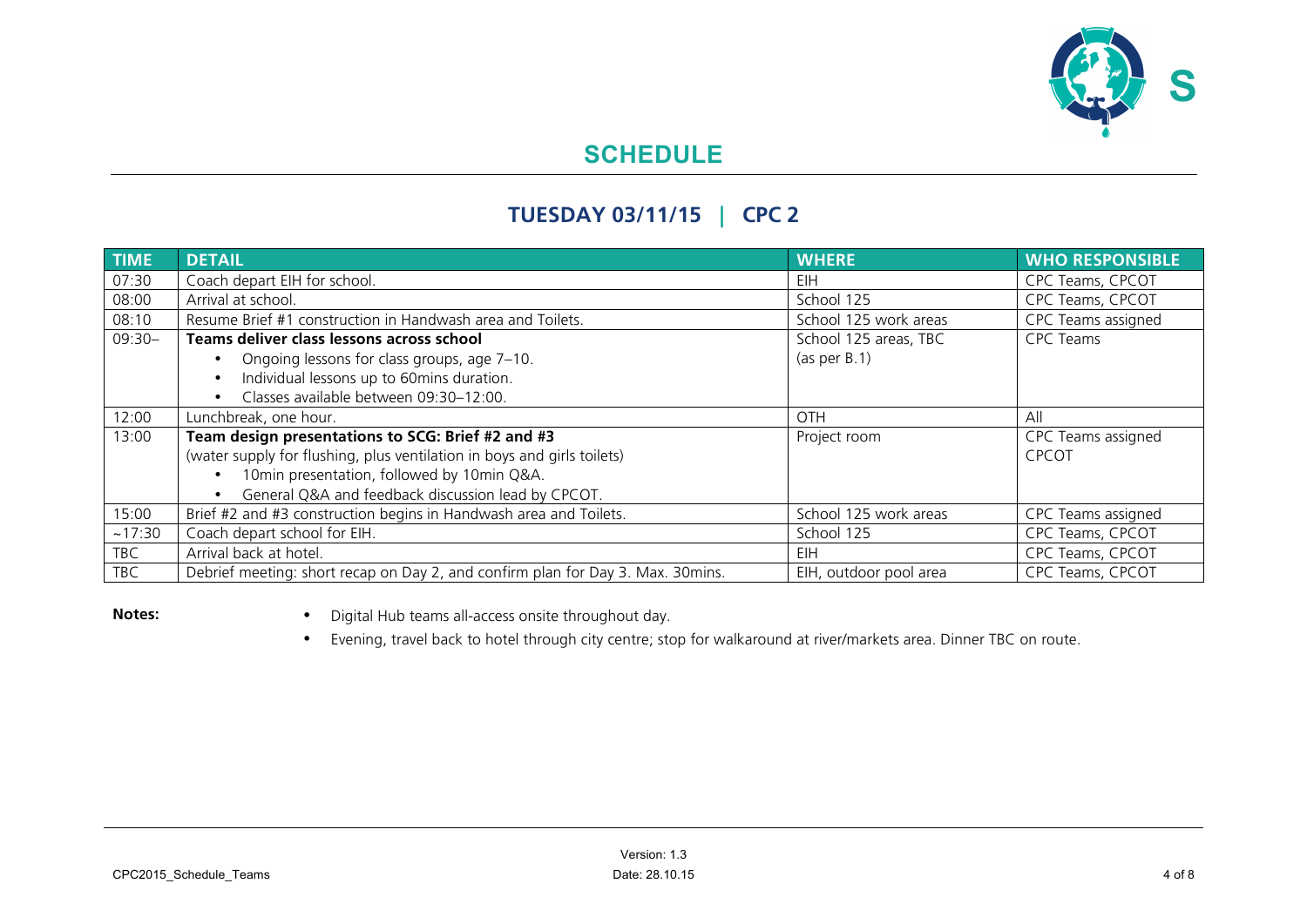# SCHEDULE

## TUESDAY 03/11/15 | CPC 2

| TIME | DETAIL | WHERE | WHO RESPONSIBLE |
|---|---|---|---|
| 07:30 | Coach depart EIH for school. | EIH | CPC Teams, CPCOT |
| 08:00 | Arrival at school. | School 125 | CPC Teams, CPCOT |
| 08:10 | Resume Brief #1 construction in Handwash area and Toilets. | School 125 work areas | CPC Teams assigned |
| 09:30– | **Teams deliver class lessons across school**<br>• Ongoing lessons for class groups, age 7–10.<br>• Individual lessons up to 60mins duration.<br>• Classes available between 09:30–12:00. | School 125 areas, TBC (as per B.1) | CPC Teams |
| 12:00 | Lunchbreak, one hour. | OTH | All |
| 13:00 | **Team design presentations to SCG: Brief #2 and #3**<br>(water supply for flushing, plus ventilation in boys and girls toilets)<br>• 10min presentation, followed by 10min Q&A.<br>• General Q&A and feedback discussion lead by CPCOT. | Project room | CPC Teams assigned<br>CPCOT |
| 15:00 | Brief #2 and #3 construction begins in Handwash area and Toilets. | School 125 work areas | CPC Teams assigned |
| ~17:30 | Coach depart school for EIH. | School 125 | CPC Teams, CPCOT |
| TBC | Arrival back at hotel. | EIH | CPC Teams, CPCOT |
| TBC | Debrief meeting: short recap on Day 2, and confirm plan for Day 3. Max. 30mins. | EIH, outdoor pool area | CPC Teams, CPCOT |

**Notes:**

- Digital Hub teams all-access onsite throughout day.
- Evening, travel back to hotel through city centre; stop for walkaround at river/markets area. Dinner TBC on route.

Version: 1.3

Date: 28.10.15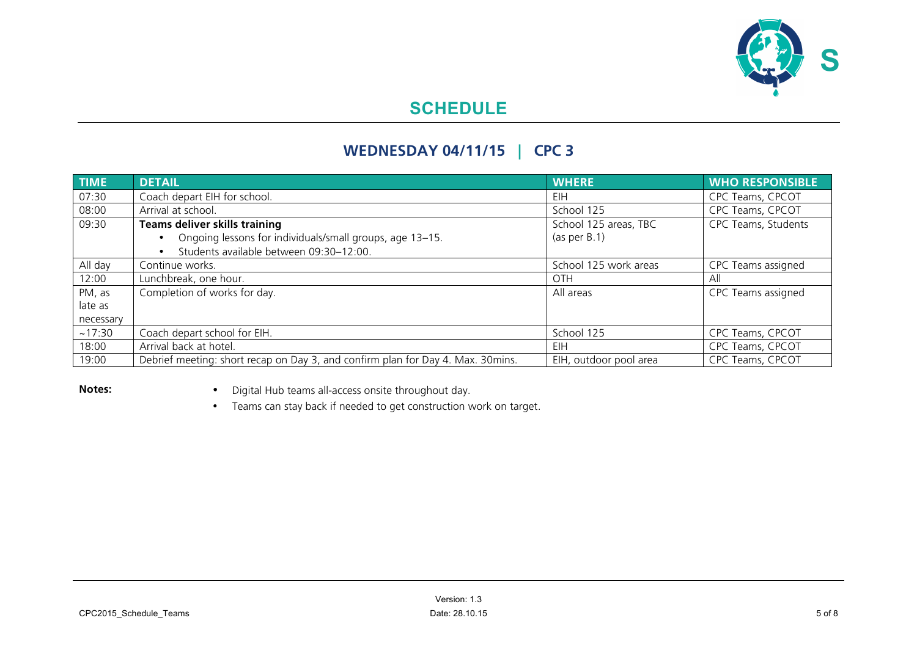# SCHEDULE

## WEDNESDAY 04/11/15 | CPC 3

| TIME | DETAIL | WHERE | WHO RESPONSIBLE |
|---|---|---|---|
| 07:30 | Coach depart EIH for school. | EIH | CPC Teams, CPCOT |
| 08:00 | Arrival at school. | School 125 | CPC Teams, CPCOT |
| 09:30 | **Teams deliver skills training**<br>• Ongoing lessons for individuals/small groups, age 13–15.<br>• Students available between 09:30–12:00. | School 125 areas, TBC (as per B.1) | CPC Teams, Students |
| All day | Continue works. | School 125 work areas | CPC Teams assigned |
| 12:00 | Lunchbreak, one hour. | OTH | All |
| PM, as late as necessary | Completion of works for day. | All areas | CPC Teams assigned |
| ~17:30 | Coach depart school for EIH. | School 125 | CPC Teams, CPCOT |
| 18:00 | Arrival back at hotel. | EIH | CPC Teams, CPCOT |
| 19:00 | Debrief meeting: short recap on Day 3, and confirm plan for Day 4. Max. 30mins. | EIH, outdoor pool area | CPC Teams, CPCOT |

**Notes:**

- Digital Hub teams all-access onsite throughout day.
- Teams can stay back if needed to get construction work on target.

Version: 1.3

Date: 28.10.15

CPC2015_Schedule_Teams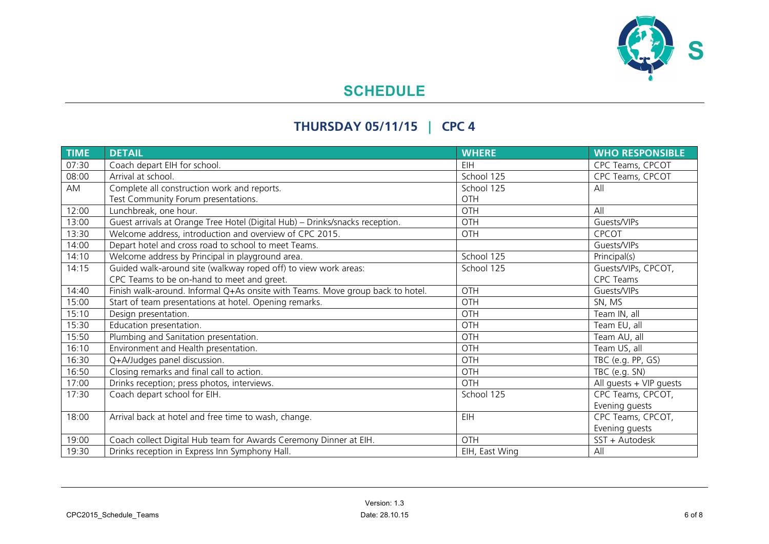# SCHEDULE

## THURSDAY 05/11/15 | CPC 4

| TIME | DETAIL | WHERE | WHO RESPONSIBLE |
|---|---|---|---|
| 07:30 | Coach depart EIH for school. | EIH | CPC Teams, CPCOT |
| 08:00 | Arrival at school. | School 125 | CPC Teams, CPCOT |
| AM | Complete all construction work and reports.<br>Test Community Forum presentations. | School 125<br>OTH | All |
| 12:00 | Lunchbreak, one hour. | OTH | All |
| 13:00 | Guest arrivals at Orange Tree Hotel (Digital Hub) – Drinks/snacks reception. | OTH | Guests/VIPs |
| 13:30 | Welcome address, introduction and overview of CPC 2015. | OTH | CPCOT |
| 14:00 | Depart hotel and cross road to school to meet Teams. | | Guests/VIPs |
| 14:10 | Welcome address by Principal in playground area. | School 125 | Principal(s) |
| 14:15 | Guided walk-around site (walkway roped off) to view work areas:<br>CPC Teams to be on-hand to meet and greet. | School 125 | Guests/VIPs, CPCOT,<br>CPC Teams |
| 14:40 | Finish walk-around. Informal Q+As onsite with Teams. Move group back to hotel. | OTH | Guests/VIPs |
| 15:00 | Start of team presentations at hotel. Opening remarks. | OTH | SN, MS |
| 15:10 | Design presentation. | OTH | Team IN, all |
| 15:30 | Education presentation. | OTH | Team EU, all |
| 15:50 | Plumbing and Sanitation presentation. | OTH | Team AU, all |
| 16:10 | Environment and Health presentation. | OTH | Team US, all |
| 16:30 | Q+A/Judges panel discussion. | OTH | TBC (e.g. PP, GS) |
| 16:50 | Closing remarks and final call to action. | OTH | TBC (e.g. SN) |
| 17:00 | Drinks reception; press photos, interviews. | OTH | All guests + VIP guests |
| 17:30 | Coach depart school for EIH. | School 125 | CPC Teams, CPCOT,<br>Evening guests |
| 18:00 | Arrival back at hotel and free time to wash, change. | EIH | CPC Teams, CPCOT,<br>Evening guests |
| 19:00 | Coach collect Digital Hub team for Awards Ceremony Dinner at EIH. | OTH | SST + Autodesk |
| 19:30 | Drinks reception in Express Inn Symphony Hall. | EIH, East Wing | All |

CPC2015_Schedule_Teams

Version: 1.3
Date: 28.10.15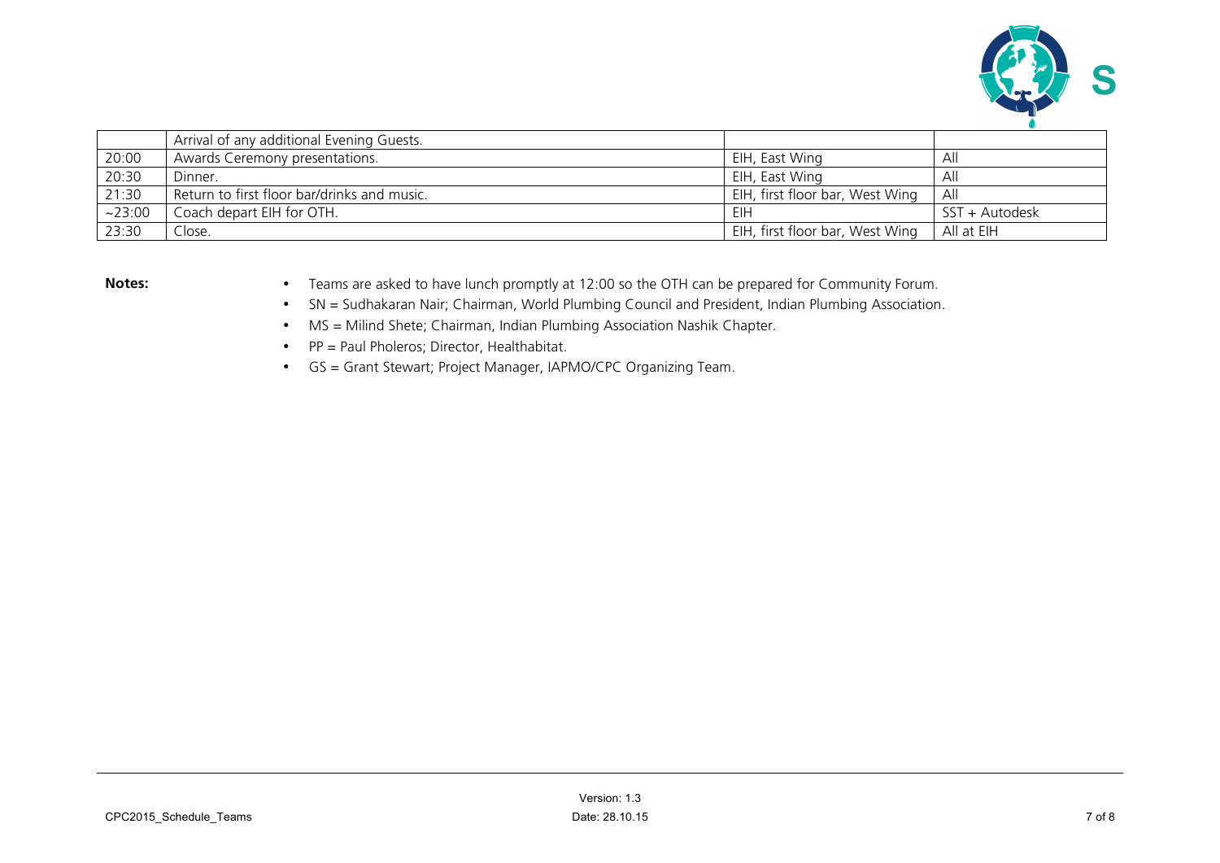|  | Arrival of any additional Evening Guests. |  |  |
|---|---|---|---|
| 20:00 | Awards Ceremony presentations. | EIH, East Wing | All |
| 20:30 | Dinner. | EIH, East Wing | All |
| 21:30 | Return to first floor bar/drinks and music. | EIH, first floor bar, West Wing | All |
| ~23:00 | Coach depart EIH for OTH. | EIH | SST + Autodesk |
| 23:30 | Close. | EIH, first floor bar, West Wing | All at EIH |

**Notes:**

- Teams are asked to have lunch promptly at 12:00 so the OTH can be prepared for Community Forum.
- SN = Sudhakaran Nair; Chairman, World Plumbing Council and President, Indian Plumbing Association.
- MS = Milind Shete; Chairman, Indian Plumbing Association Nashik Chapter.
- PP = Paul Pholeros; Director, Healthabitat.
- GS = Grant Stewart; Project Manager, IAPMO/CPC Organizing Team.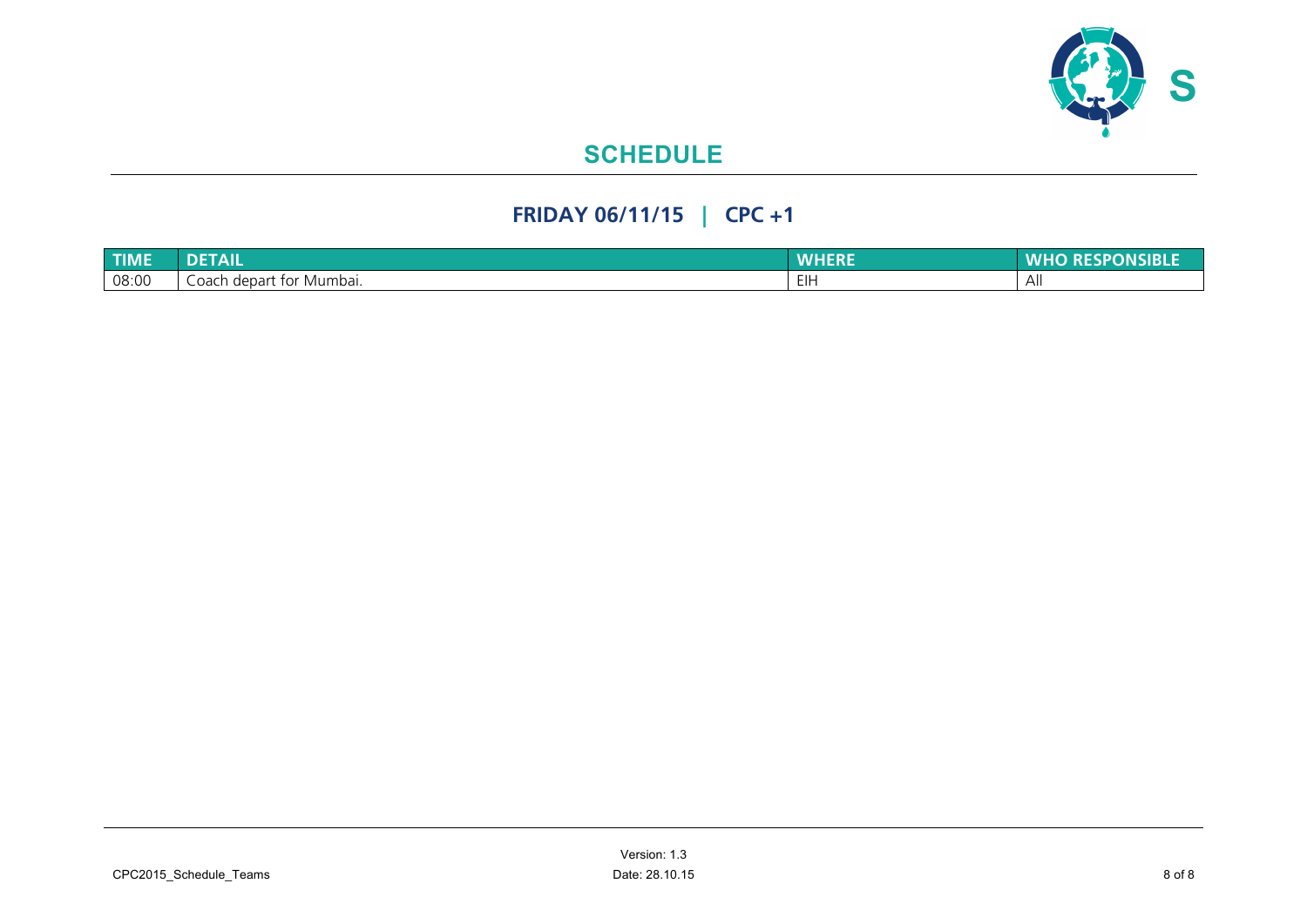## SCHEDULE

### FRIDAY 06/11/15 | CPC +1

| TIME | DETAIL | WHERE | WHO RESPONSIBLE |
|---|---|---|---|
| 08:00 | Coach depart for Mumbai. | EIH | All |